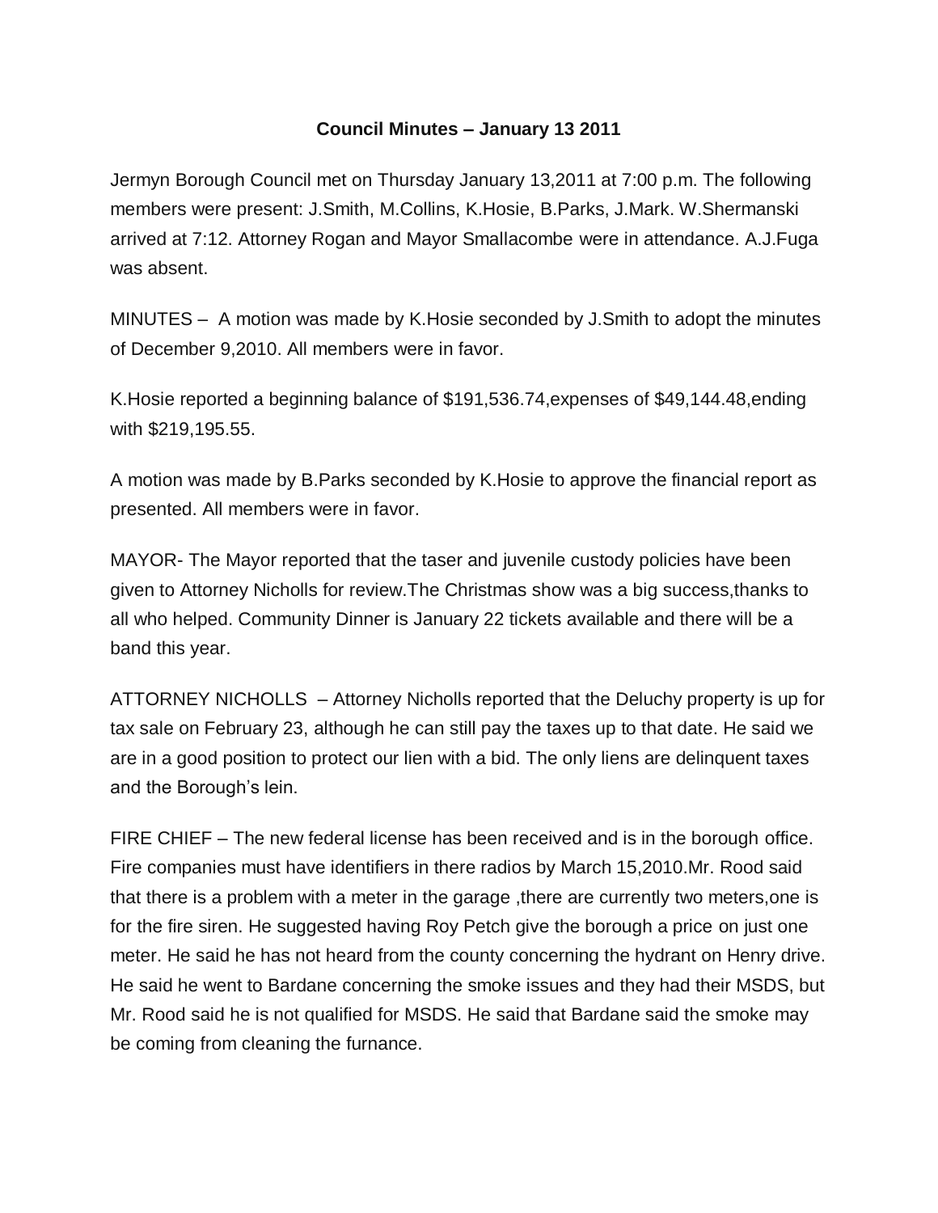# Council Minutes – January 13 2011

Jermyn Borough Council met on Thursday January 13,2011 at 7:00 p.m. The following members were present: J.Smith, M.Collins, K.Hosie, B.Parks, J.Mark. W.Shermanski arrived at 7:12. Attorney Rogan and Mayor Smallacombe were in attendance. A.J.Fuga was absent.

MINUTES – A motion was made by K.Hosie seconded by J.Smith to adopt the minutes of December 9,2010. All members were in favor.

K.Hosie reported a beginning balance of $191,536.74,expenses of $49,144.48,ending with $219,195.55.

A motion was made by B.Parks seconded by K.Hosie to approve the financial report as presented. All members were in favor.

MAYOR- The Mayor reported that the taser and juvenile custody policies have been given to Attorney Nicholls for review.The Christmas show was a big success,thanks to all who helped. Community Dinner is January 22 tickets available and there will be a band this year.

ATTORNEY NICHOLLS – Attorney Nicholls reported that the Deluchy property is up for tax sale on February 23, although he can still pay the taxes up to that date. He said we are in a good position to protect our lien with a bid. The only liens are delinquent taxes and the Borough's lein.

FIRE CHIEF – The new federal license has been received and is in the borough office. Fire companies must have identifiers in there radios by March 15,2010.Mr. Rood said that there is a problem with a meter in the garage ,there are currently two meters,one is for the fire siren. He suggested having Roy Petch give the borough a price on just one meter. He said he has not heard from the county concerning the hydrant on Henry drive. He said he went to Bardane concerning the smoke issues and they had their MSDS, but Mr. Rood said he is not qualified for MSDS. He said that Bardane said the smoke may be coming from cleaning the furnance.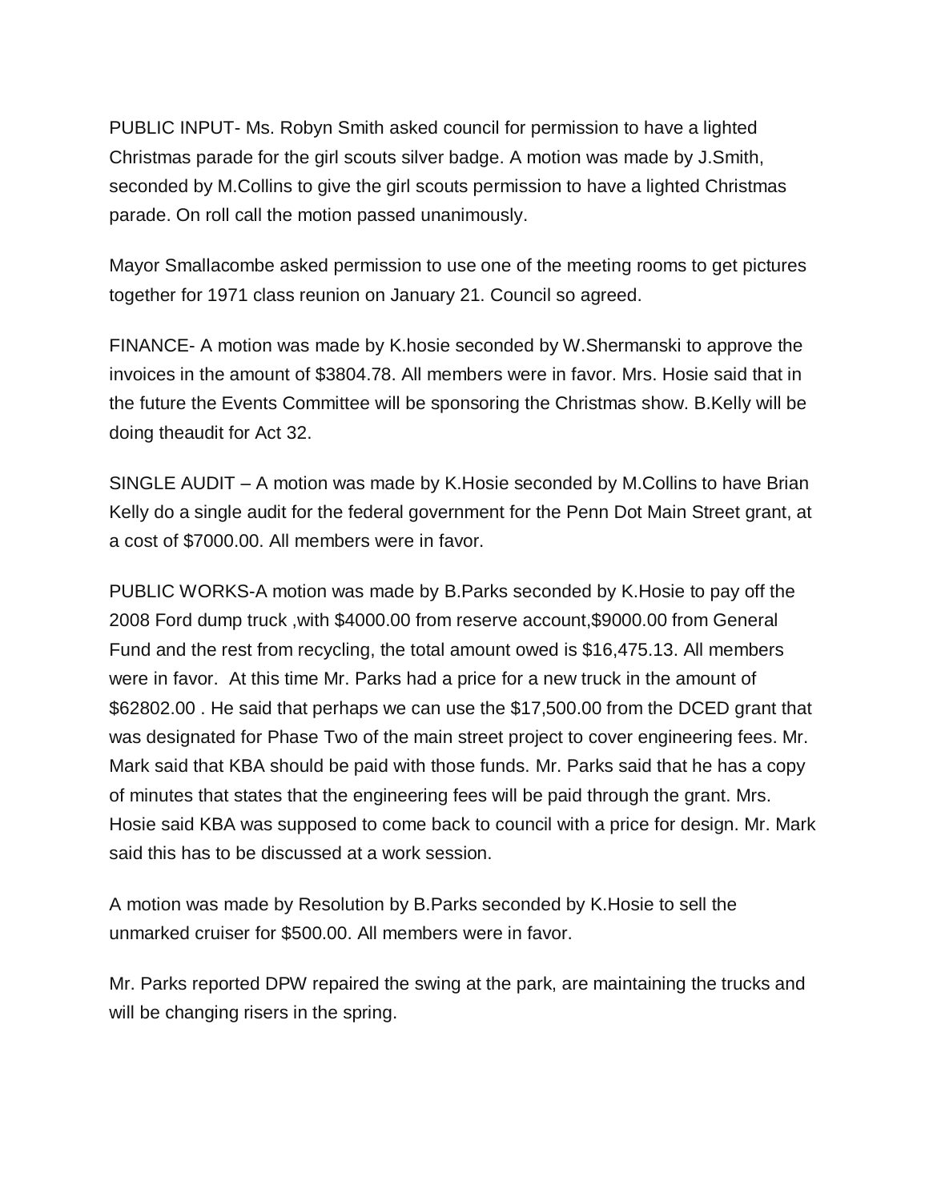PUBLIC INPUT- Ms. Robyn Smith asked council for permission to have a lighted Christmas parade for the girl scouts silver badge. A motion was made by J.Smith, seconded by M.Collins to give the girl scouts permission to have a lighted Christmas parade. On roll call the motion passed unanimously.

Mayor Smallacombe asked permission to use one of the meeting rooms to get pictures together for 1971 class reunion on January 21. Council so agreed.

FINANCE- A motion was made by K.hosie seconded by W.Shermanski to approve the invoices in the amount of $3804.78. All members were in favor. Mrs. Hosie said that in the future the Events Committee will be sponsoring the Christmas show. B.Kelly will be doing theaudit for Act 32.

SINGLE AUDIT – A motion was made by K.Hosie seconded by M.Collins to have Brian Kelly do a single audit for the federal government for the Penn Dot Main Street grant, at a cost of $7000.00. All members were in favor.

PUBLIC WORKS-A motion was made by B.Parks seconded by K.Hosie to pay off the 2008 Ford dump truck ,with $4000.00 from reserve account,$9000.00 from General Fund and the rest from recycling, the total amount owed is $16,475.13. All members were in favor. At this time Mr. Parks had a price for a new truck in the amount of $62802.00 . He said that perhaps we can use the $17,500.00 from the DCED grant that was designated for Phase Two of the main street project to cover engineering fees. Mr. Mark said that KBA should be paid with those funds. Mr. Parks said that he has a copy of minutes that states that the engineering fees will be paid through the grant. Mrs. Hosie said KBA was supposed to come back to council with a price for design. Mr. Mark said this has to be discussed at a work session.

A motion was made by Resolution by B.Parks seconded by K.Hosie to sell the unmarked cruiser for $500.00. All members were in favor.

Mr. Parks reported DPW repaired the swing at the park, are maintaining the trucks and will be changing risers in the spring.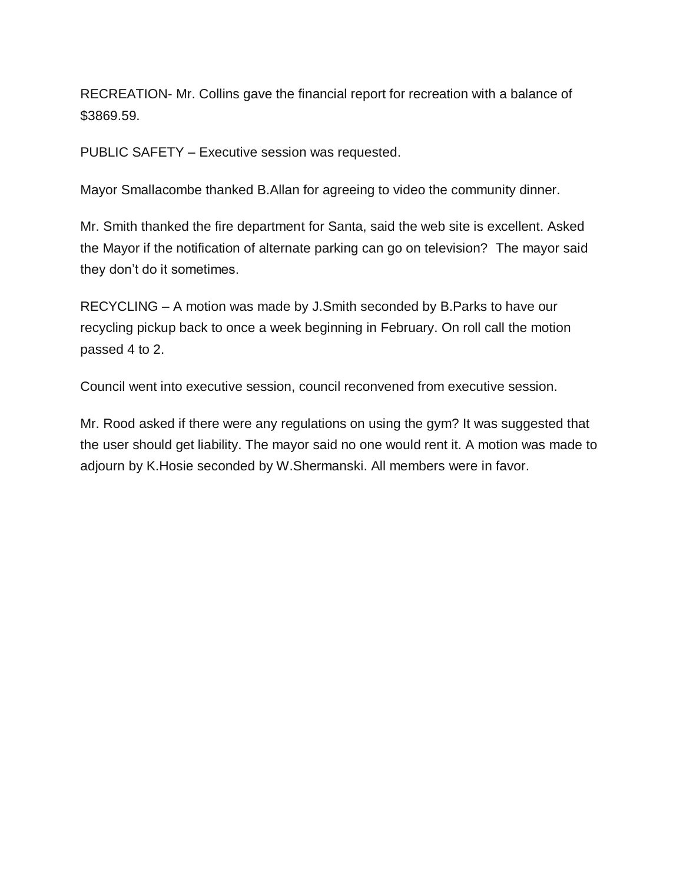RECREATION- Mr. Collins gave the financial report for recreation with a balance of $3869.59.

PUBLIC SAFETY – Executive session was requested.

Mayor Smallacombe thanked B.Allan for agreeing to video the community dinner.

Mr. Smith thanked the fire department for Santa, said the web site is excellent. Asked the Mayor if the notification of alternate parking can go on television? The mayor said they don't do it sometimes.

RECYCLING – A motion was made by J.Smith seconded by B.Parks to have our recycling pickup back to once a week beginning in February. On roll call the motion passed 4 to 2.

Council went into executive session, council reconvened from executive session.

Mr. Rood asked if there were any regulations on using the gym? It was suggested that the user should get liability. The mayor said no one would rent it. A motion was made to adjourn by K.Hosie seconded by W.Shermanski. All members were in favor.